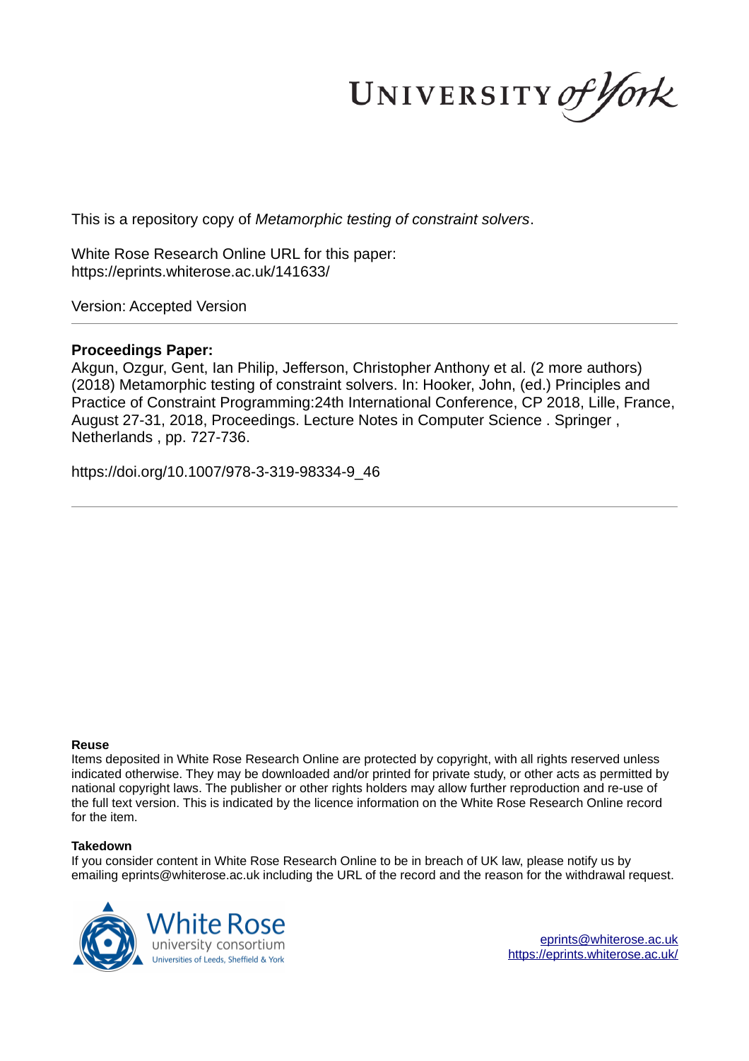This is a repository copy of *Metamorphic testing of constraint solvers*.

White Rose Research Online URL for this paper:
https://eprints.whiterose.ac.uk/141633/

Version: Accepted Version

---

**Proceedings Paper:**

Akgun, Ozgur, Gent, Ian Philip, Jefferson, Christopher Anthony et al. (2 more authors) (2018) Metamorphic testing of constraint solvers. In: Hooker, John, (ed.) Principles and Practice of Constraint Programming:24th International Conference, CP 2018, Lille, France, August 27-31, 2018, Proceedings. Lecture Notes in Computer Science . Springer , Netherlands , pp. 727-736.

https://doi.org/10.1007/978-3-319-98334-9_46

---

**Reuse**

Items deposited in White Rose Research Online are protected by copyright, with all rights reserved unless indicated otherwise. They may be downloaded and/or printed for private study, or other acts as permitted by national copyright laws. The publisher or other rights holders may allow further reproduction and re-use of the full text version. This is indicated by the licence information on the White Rose Research Online record for the item.

**Takedown**

If you consider content in White Rose Research Online to be in breach of UK law, please notify us by emailing eprints@whiterose.ac.uk including the URL of the record and the reason for the withdrawal request.

eprints@whiterose.ac.uk
https://eprints.whiterose.ac.uk/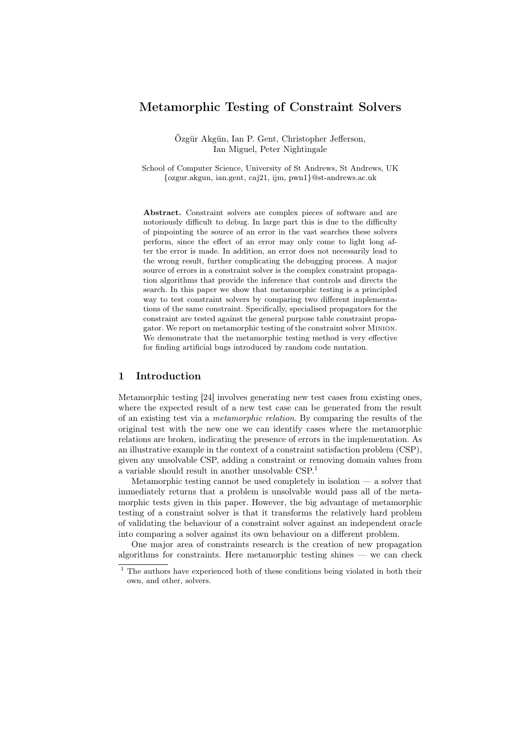# Metamorphic Testing of Constraint Solvers

Özgür Akgün, Ian P. Gent, Christopher Jefferson, Ian Miguel, Peter Nightingale

School of Computer Science, University of St Andrews, St Andrews, UK
{ozgur.akgun, ian.gent, caj21, ijm, pwn1}@st-andrews.ac.uk

**Abstract.** Constraint solvers are complex pieces of software and are notoriously difficult to debug. In large part this is due to the difficulty of pinpointing the source of an error in the vast searches these solvers perform, since the effect of an error may only come to light long after the error is made. In addition, an error does not necessarily lead to the wrong result, further complicating the debugging process. A major source of errors in a constraint solver is the complex constraint propagation algorithms that provide the inference that controls and directs the search. In this paper we show that metamorphic testing is a principled way to test constraint solvers by comparing two different implementations of the same constraint. Specifically, specialised propagators for the constraint are tested against the general purpose table constraint propagator. We report on metamorphic testing of the constraint solver Minion. We demonstrate that the metamorphic testing method is very effective for finding artificial bugs introduced by random code mutation.

## 1 Introduction

Metamorphic testing [24] involves generating new test cases from existing ones, where the expected result of a new test case can be generated from the result of an existing test via a *metamorphic relation*. By comparing the results of the original test with the new one we can identify cases where the metamorphic relations are broken, indicating the presence of errors in the implementation. As an illustrative example in the context of a constraint satisfaction problem (CSP), given any unsolvable CSP, adding a constraint or removing domain values from a variable should result in another unsolvable CSP.[1]

Metamorphic testing cannot be used completely in isolation — a solver that immediately returns that a problem is unsolvable would pass all of the metamorphic tests given in this paper. However, the big advantage of metamorphic testing of a constraint solver is that it transforms the relatively hard problem of validating the behaviour of a constraint solver against an independent oracle into comparing a solver against its own behaviour on a different problem.

One major area of constraints research is the creation of new propagation algorithms for constraints. Here metamorphic testing shines — we can check

[1] The authors have experienced both of these conditions being violated in both their own, and other, solvers.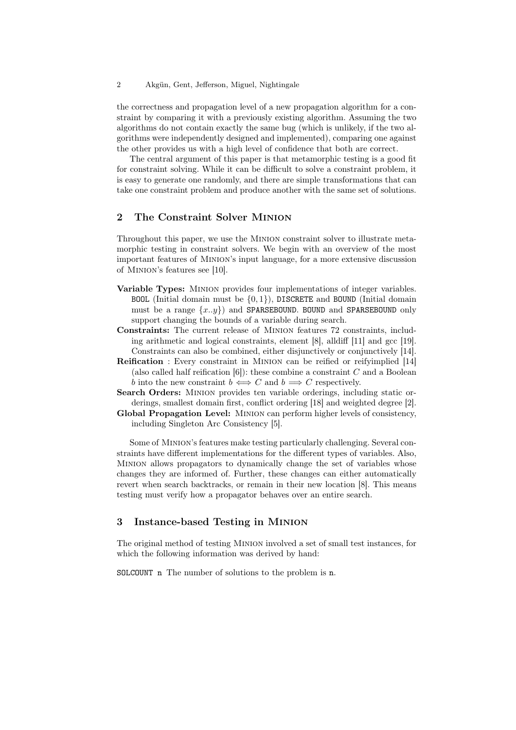the correctness and propagation level of a new propagation algorithm for a constraint by comparing it with a previously existing algorithm. Assuming the two algorithms do not contain exactly the same bug (which is unlikely, if the two algorithms were independently designed and implemented), comparing one against the other provides us with a high level of confidence that both are correct.

The central argument of this paper is that metamorphic testing is a good fit for constraint solving. While it can be difficult to solve a constraint problem, it is easy to generate one randomly, and there are simple transformations that can take one constraint problem and produce another with the same set of solutions.

## 2 The Constraint Solver Minion

Throughout this paper, we use the Minion constraint solver to illustrate metamorphic testing in constraint solvers. We begin with an overview of the most important features of Minion's input language, for a more extensive discussion of Minion's features see [10].

**Variable Types:** Minion provides four implementations of integer variables. `BOOL` (Initial domain must be $\{0, 1\}$), `DISCRETE` and `BOUND` (Initial domain must be a range $\{x..y\}$) and `SPARSEBOUND`. `BOUND` and `SPARSEBOUND` only support changing the bounds of a variable during search.

**Constraints:** The current release of Minion features 72 constraints, including arithmetic and logical constraints, element [8], alldiff [11] and gcc [19]. Constraints can also be combined, either disjunctively or conjunctively [14].

**Reification** : Every constraint in Minion can be reified or reifyimplied [14] (also called half reification [6]): these combine a constraint $C$ and a Boolean $b$ into the new constraint $b \iff C$ and $b \implies C$ respectively.

**Search Orders:** Minion provides ten variable orderings, including static orderings, smallest domain first, conflict ordering [18] and weighted degree [2].

**Global Propagation Level:** Minion can perform higher levels of consistency, including Singleton Arc Consistency [5].

Some of Minion's features make testing particularly challenging. Several constraints have different implementations for the different types of variables. Also, Minion allows propagators to dynamically change the set of variables whose changes they are informed of. Further, these changes can either automatically revert when search backtracks, or remain in their new location [8]. This means testing must verify how a propagator behaves over an entire search.

## 3 Instance-based Testing in Minion

The original method of testing Minion involved a set of small test instances, for which the following information was derived by hand:

`SOLCOUNT n` The number of solutions to the problem is `n`.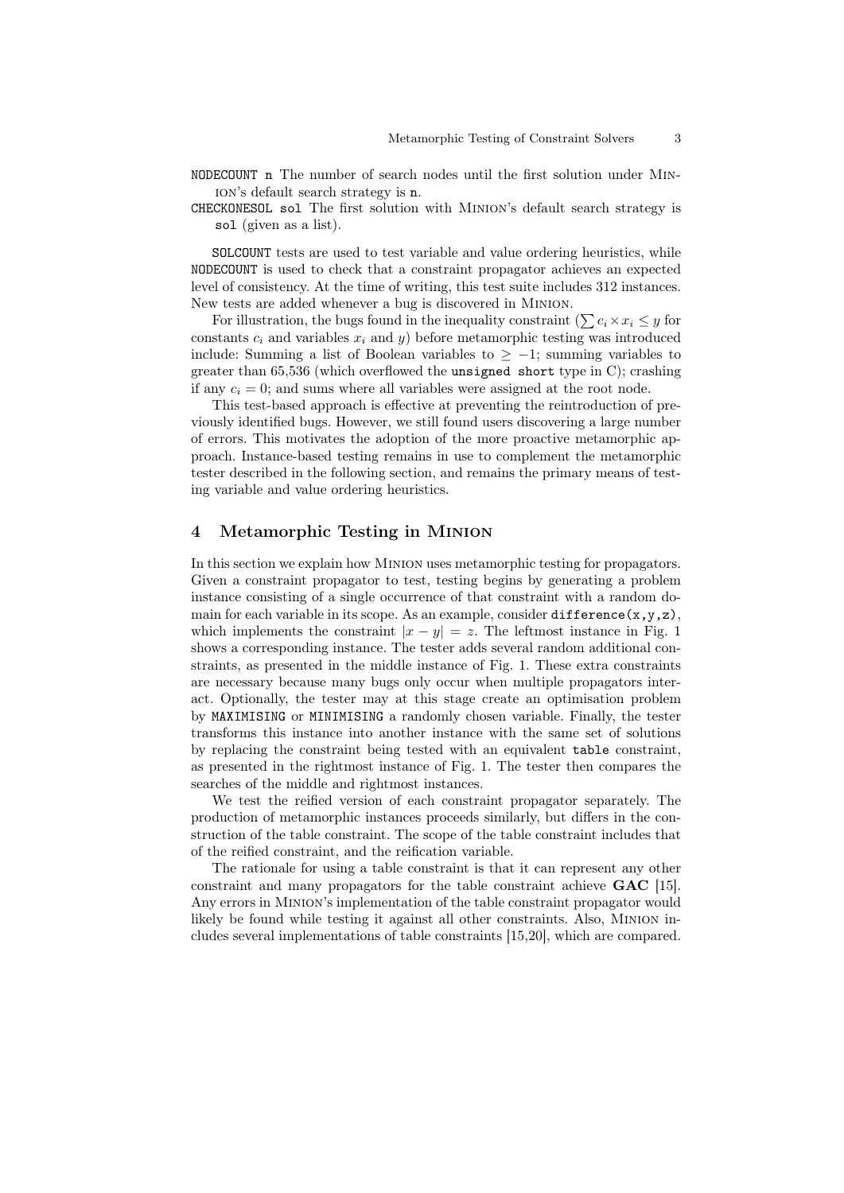`NODECOUNT n` The number of search nodes until the first solution under MINION's default search strategy is `n`.

`CHECKONESOL sol` The first solution with MINION's default search strategy is `sol` (given as a list).

`SOLCOUNT` tests are used to test variable and value ordering heuristics, while `NODECOUNT` is used to check that a constraint propagator achieves an expected level of consistency. At the time of writing, this test suite includes 312 instances. New tests are added whenever a bug is discovered in MINION.

For illustration, the bugs found in the inequality constraint ($\sum c_i \times x_i \leq y$ for constants $c_i$ and variables $x_i$ and $y$) before metamorphic testing was introduced include: Summing a list of Boolean variables to $\geq -1$; summing variables to greater than 65,536 (which overflowed the `unsigned short` type in C); crashing if any $c_i = 0$; and sums where all variables were assigned at the root node.

This test-based approach is effective at preventing the reintroduction of previously identified bugs. However, we still found users discovering a large number of errors. This motivates the adoption of the more proactive metamorphic approach. Instance-based testing remains in use to complement the metamorphic tester described in the following section, and remains the primary means of testing variable and value ordering heuristics.

## 4 Metamorphic Testing in MINION

In this section we explain how MINION uses metamorphic testing for propagators. Given a constraint propagator to test, testing begins by generating a problem instance consisting of a single occurrence of that constraint with a random domain for each variable in its scope. As an example, consider `difference(x,y,z)`, which implements the constraint $|x - y| = z$. The leftmost instance in Fig. 1 shows a corresponding instance. The tester adds several random additional constraints, as presented in the middle instance of Fig. 1. These extra constraints are necessary because many bugs only occur when multiple propagators interact. Optionally, the tester may at this stage create an optimisation problem by `MAXIMISING` or `MINIMISING` a randomly chosen variable. Finally, the tester transforms this instance into another instance with the same set of solutions by replacing the constraint being tested with an equivalent `table` constraint, as presented in the rightmost instance of Fig. 1. The tester then compares the searches of the middle and rightmost instances.

We test the reified version of each constraint propagator separately. The production of metamorphic instances proceeds similarly, but differs in the construction of the table constraint. The scope of the table constraint includes that of the reified constraint, and the reification variable.

The rationale for using a table constraint is that it can represent any other constraint and many propagators for the table constraint achieve **GAC** [15]. Any errors in MINION's implementation of the table constraint propagator would likely be found while testing it against all other constraints. Also, MINION includes several implementations of table constraints [15,20], which are compared.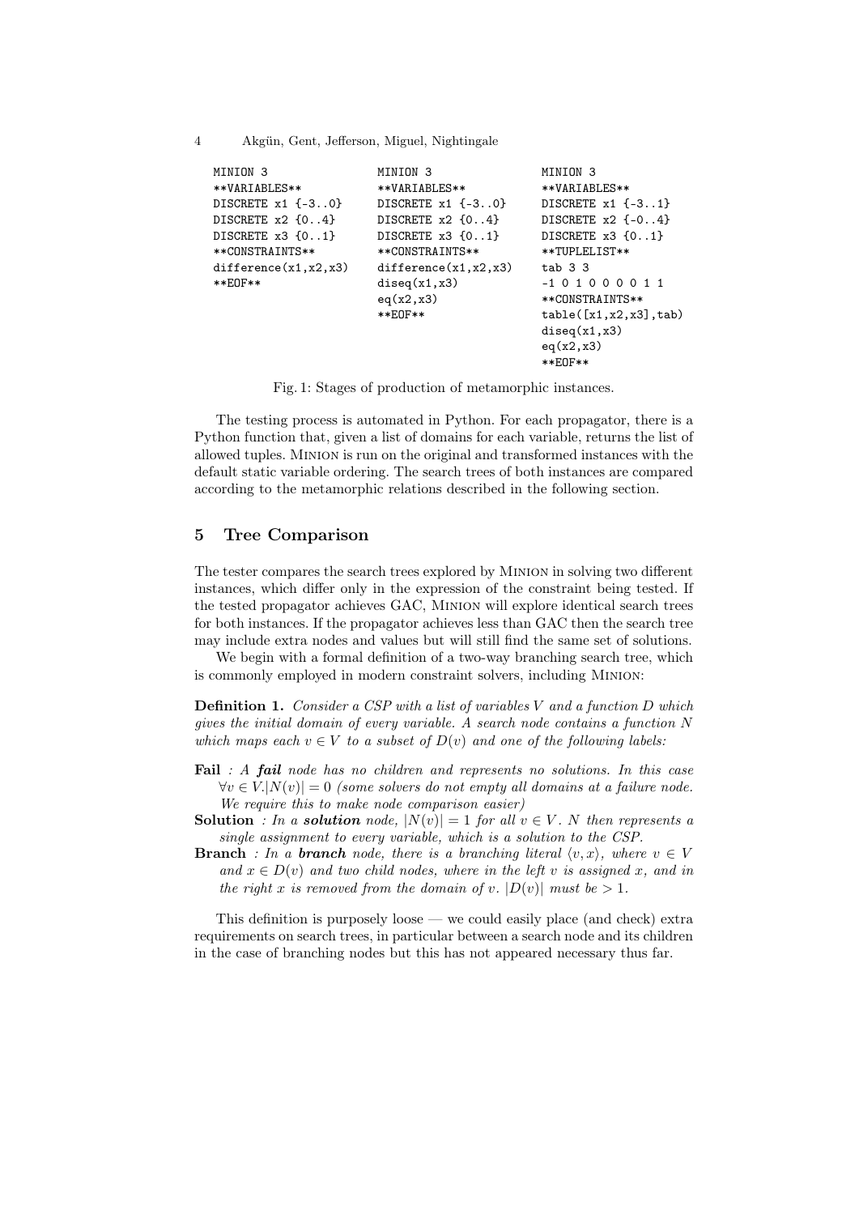```
MINION 3
**VARIABLES**
DISCRETE x1 {-3..0}
DISCRETE x2 {0..4}
DISCRETE x3 {0..1}
**CONSTRAINTS**
difference(x1,x2,x3)
**EOF**
```

```
MINION 3
**VARIABLES**
DISCRETE x1 {-3..0}
DISCRETE x2 {0..4}
DISCRETE x3 {0..1}
**CONSTRAINTS**
difference(x1,x2,x3)
diseq(x1,x3)
eq(x2,x3)
**EOF**
```

```
MINION 3
**VARIABLES**
DISCRETE x1 {-3..1}
DISCRETE x2 {-0..4}
DISCRETE x3 {0..1}
**TUPLELIST**
tab 3 3
-1 0 1 0 0 0 0 1 1
**CONSTRAINTS**
table([x1,x2,x3],tab)
diseq(x1,x3)
eq(x2,x3)
**EOF**
```

Fig. 1: Stages of production of metamorphic instances.

The testing process is automated in Python. For each propagator, there is a Python function that, given a list of domains for each variable, returns the list of allowed tuples. Minion is run on the original and transformed instances with the default static variable ordering. The search trees of both instances are compared according to the metamorphic relations described in the following section.

## 5 Tree Comparison

The tester compares the search trees explored by Minion in solving two different instances, which differ only in the expression of the constraint being tested. If the tested propagator achieves GAC, Minion will explore identical search trees for both instances. If the propagator achieves less than GAC then the search tree may include extra nodes and values but will still find the same set of solutions.

We begin with a formal definition of a two-way branching search tree, which is commonly employed in modern constraint solvers, including Minion:

**Definition 1.** *Consider a CSP with a list of variables $V$ and a function $D$ which gives the initial domain of every variable. A search node contains a function $N$ which maps each $v \in V$ to a subset of $D(v)$ and one of the following labels:*

- **Fail** *: A **fail** node has no children and represents no solutions. In this case $\forall v \in V. |N(v)| = 0$ (some solvers do not empty all domains at a failure node. We require this to make node comparison easier)*
- **Solution** *: In a **solution** node, $|N(v)| = 1$ for all $v \in V$. $N$ then represents a single assignment to every variable, which is a solution to the CSP.*
- **Branch** *: In a **branch** node, there is a branching literal $\langle v, x \rangle$, where $v \in V$ and $x \in D(v)$ and two child nodes, where in the left $v$ is assigned $x$, and in the right $x$ is removed from the domain of $v$. $|D(v)|$ must be $> 1$.*

This definition is purposely loose — we could easily place (and check) extra requirements on search trees, in particular between a search node and its children in the case of branching nodes but this has not appeared necessary thus far.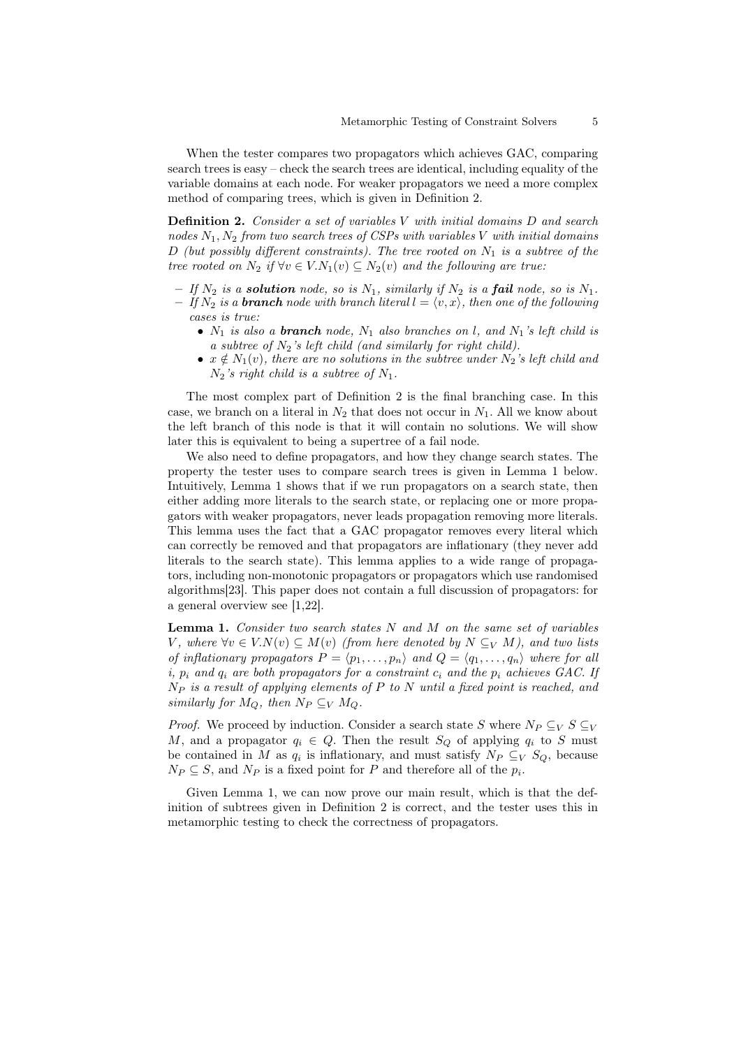When the tester compares two propagators which achieves GAC, comparing search trees is easy – check the search trees are identical, including equality of the variable domains at each node. For weaker propagators we need a more complex method of comparing trees, which is given in Definition 2.

**Definition 2.** *Consider a set of variables $V$ with initial domains $D$ and search nodes $N_1, N_2$ from two search trees of CSPs with variables $V$ with initial domains $D$ (but possibly different constraints). The tree rooted on $N_1$ is a subtree of the tree rooted on $N_2$ if $\forall v \in V.N_1(v) \subseteq N_2(v)$ and the following are true:*

- *If $N_2$ is a* ***solution*** *node, so is $N_1$, similarly if $N_2$ is a* ***fail*** *node, so is $N_1$.*
- *If $N_2$ is a* ***branch*** *node with branch literal $l = \langle v, x\rangle$, then one of the following cases is true:*
  - *$N_1$ is also a* ***branch*** *node, $N_1$ also branches on $l$, and $N_1$'s left child is a subtree of $N_2$'s left child (and similarly for right child).*
  - *$x \notin N_1(v)$, there are no solutions in the subtree under $N_2$'s left child and $N_2$'s right child is a subtree of $N_1$.*

The most complex part of Definition 2 is the final branching case. In this case, we branch on a literal in $N_2$ that does not occur in $N_1$. All we know about the left branch of this node is that it will contain no solutions. We will show later this is equivalent to being a supertree of a fail node.

We also need to define propagators, and how they change search states. The property the tester uses to compare search trees is given in Lemma 1 below. Intuitively, Lemma 1 shows that if we run propagators on a search state, then either adding more literals to the search state, or replacing one or more propagators with weaker propagators, never leads propagation removing more literals. This lemma uses the fact that a GAC propagator removes every literal which can correctly be removed and that propagators are inflationary (they never add literals to the search state). This lemma applies to a wide range of propagators, including non-monotonic propagators or propagators which use randomised algorithms[23]. This paper does not contain a full discussion of propagators: for a general overview see [1,22].

**Lemma 1.** *Consider two search states $N$ and $M$ on the same set of variables $V$, where $\forall v \in V.N(v) \subseteq M(v)$ (from here denoted by $N \subseteq_V M$), and two lists of inflationary propagators $P = \langle p_1, \ldots, p_n\rangle$ and $Q = \langle q_1, \ldots, q_n\rangle$ where for all $i$, $p_i$ and $q_i$ are both propagators for a constraint $c_i$ and the $p_i$ achieves GAC. If $N_P$ is a result of applying elements of $P$ to $N$ until a fixed point is reached, and similarly for $M_Q$, then $N_P \subseteq_V M_Q$.*

*Proof.* We proceed by induction. Consider a search state $S$ where $N_P \subseteq_V S \subseteq_V M$, and a propagator $q_i \in Q$. Then the result $S_Q$ of applying $q_i$ to $S$ must be contained in $M$ as $q_i$ is inflationary, and must satisfy $N_P \subseteq_V S_Q$, because $N_P \subseteq S$, and $N_P$ is a fixed point for $P$ and therefore all of the $p_i$.

Given Lemma 1, we can now prove our main result, which is that the definition of subtrees given in Definition 2 is correct, and the tester uses this in metamorphic testing to check the correctness of propagators.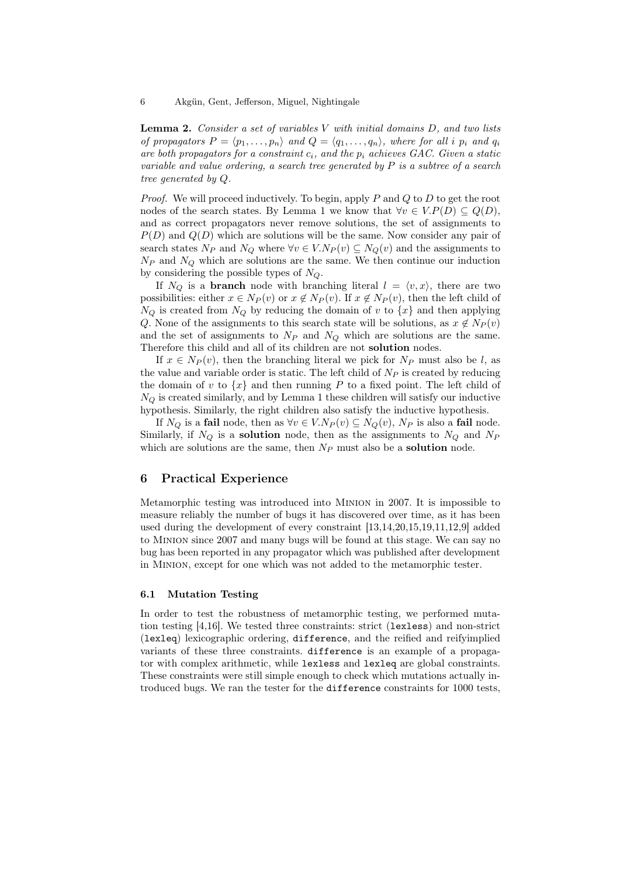**Lemma 2.** *Consider a set of variables $V$ with initial domains $D$, and two lists of propagators $P = \langle p_1, \ldots, p_n \rangle$ and $Q = \langle q_1, \ldots, q_n \rangle$, where for all $i$ $p_i$ and $q_i$ are both propagators for a constraint $c_i$, and the $p_i$ achieves GAC. Given a static variable and value ordering, a search tree generated by $P$ is a subtree of a search tree generated by $Q$.*

*Proof.* We will proceed inductively. To begin, apply $P$ and $Q$ to $D$ to get the root nodes of the search states. By Lemma 1 we know that $\forall v \in V.P(D) \subseteq Q(D)$, and as correct propagators never remove solutions, the set of assignments to $P(D)$ and $Q(D)$ which are solutions will be the same. Now consider any pair of search states $N_P$ and $N_Q$ where $\forall v \in V.N_P(v) \subseteq N_Q(v)$ and the assignments to $N_P$ and $N_Q$ which are solutions are the same. We then continue our induction by considering the possible types of $N_Q$.

If $N_Q$ is a **branch** node with branching literal $l = \langle v, x \rangle$, there are two possibilities: either $x \in N_P(v)$ or $x \notin N_P(v)$. If $x \notin N_P(v)$, then the left child of $N_Q$ is created from $N_Q$ by reducing the domain of $v$ to $\{x\}$ and then applying $Q$. None of the assignments to this search state will be solutions, as $x \notin N_P(v)$ and the set of assignments to $N_P$ and $N_Q$ which are solutions are the same. Therefore this child and all of its children are not **solution** nodes.

If $x \in N_P(v)$, then the branching literal we pick for $N_P$ must also be $l$, as the value and variable order is static. The left child of $N_P$ is created by reducing the domain of $v$ to $\{x\}$ and then running $P$ to a fixed point. The left child of $N_Q$ is created similarly, and by Lemma 1 these children will satisfy our inductive hypothesis. Similarly, the right children also satisfy the inductive hypothesis.

If $N_Q$ is a **fail** node, then as $\forall v \in V.N_P(v) \subseteq N_Q(v)$, $N_P$ is also a **fail** node. Similarly, if $N_Q$ is a **solution** node, then as the assignments to $N_Q$ and $N_P$ which are solutions are the same, then $N_P$ must also be a **solution** node.

## 6 Practical Experience

Metamorphic testing was introduced into Minion in 2007. It is impossible to measure reliably the number of bugs it has discovered over time, as it has been used during the development of every constraint [13,14,20,15,19,11,12,9] added to Minion since 2007 and many bugs will be found at this stage. We can say no bug has been reported in any propagator which was published after development in Minion, except for one which was not added to the metamorphic tester.

### 6.1 Mutation Testing

In order to test the robustness of metamorphic testing, we performed mutation testing [4,16]. We tested three constraints: strict (`lexless`) and non-strict (`lexleq`) lexicographic ordering, `difference`, and the reified and reifyimplied variants of these three constraints. `difference` is an example of a propagator with complex arithmetic, while `lexless` and `lexleq` are global constraints. These constraints were still simple enough to check which mutations actually introduced bugs. We ran the tester for the `difference` constraints for 1000 tests,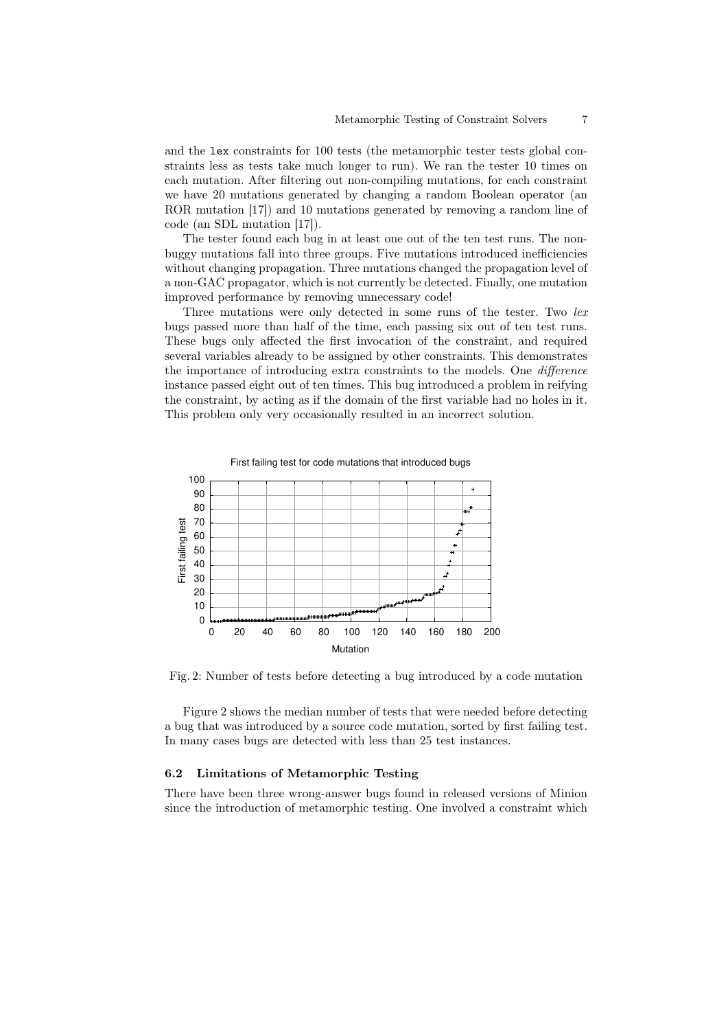and the `lex` constraints for 100 tests (the metamorphic tester tests global constraints less as tests take much longer to run). We ran the tester 10 times on each mutation. After filtering out non-compiling mutations, for each constraint we have 20 mutations generated by changing a random Boolean operator (an ROR mutation [17]) and 10 mutations generated by removing a random line of code (an SDL mutation [17]).

The tester found each bug in at least one out of the ten test runs. The non-buggy mutations fall into three groups. Five mutations introduced inefficiencies without changing propagation. Three mutations changed the propagation level of a non-GAC propagator, which is not currently be detected. Finally, one mutation improved performance by removing unnecessary code!

Three mutations were only detected in some runs of the tester. Two *lex* bugs passed more than half of the time, each passing six out of ten test runs. These bugs only affected the first invocation of the constraint, and required several variables already to be assigned by other constraints. This demonstrates the importance of introducing extra constraints to the models. One *difference* instance passed eight out of ten times. This bug introduced a problem in reifying the constraint, by acting as if the domain of the first variable had no holes in it. This problem only very occasionally resulted in an incorrect solution.

Fig. 2: Number of tests before detecting a bug introduced by a code mutation

Figure 2 shows the median number of tests that were needed before detecting a bug that was introduced by a source code mutation, sorted by first failing test. In many cases bugs are detected with less than 25 test instances.

### 6.2 Limitations of Metamorphic Testing

There have been three wrong-answer bugs found in released versions of Minion since the introduction of metamorphic testing. One involved a constraint which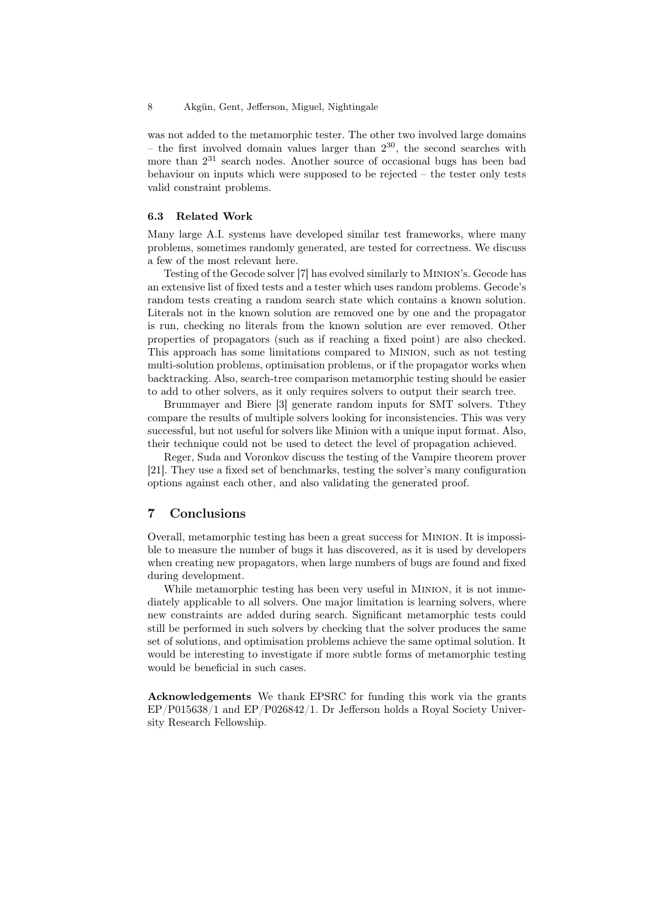was not added to the metamorphic tester. The other two involved large domains – the first involved domain values larger than $2^{30}$, the second searches with more than $2^{31}$ search nodes. Another source of occasional bugs has been bad behaviour on inputs which were supposed to be rejected – the tester only tests valid constraint problems.

### 6.3 Related Work

Many large A.I. systems have developed similar test frameworks, where many problems, sometimes randomly generated, are tested for correctness. We discuss a few of the most relevant here.

Testing of the Gecode solver [7] has evolved similarly to Minion's. Gecode has an extensive list of fixed tests and a tester which uses random problems. Gecode's random tests creating a random search state which contains a known solution. Literals not in the known solution are removed one by one and the propagator is run, checking no literals from the known solution are ever removed. Other properties of propagators (such as if reaching a fixed point) are also checked. This approach has some limitations compared to Minion, such as not testing multi-solution problems, optimisation problems, or if the propagator works when backtracking. Also, search-tree comparison metamorphic testing should be easier to add to other solvers, as it only requires solvers to output their search tree.

Brummayer and Biere [3] generate random inputs for SMT solvers. Tthey compare the results of multiple solvers looking for inconsistencies. This was very successful, but not useful for solvers like Minion with a unique input format. Also, their technique could not be used to detect the level of propagation achieved.

Reger, Suda and Voronkov discuss the testing of the Vampire theorem prover [21]. They use a fixed set of benchmarks, testing the solver's many configuration options against each other, and also validating the generated proof.

## 7 Conclusions

Overall, metamorphic testing has been a great success for Minion. It is impossible to measure the number of bugs it has discovered, as it is used by developers when creating new propagators, when large numbers of bugs are found and fixed during development.

While metamorphic testing has been very useful in Minion, it is not immediately applicable to all solvers. One major limitation is learning solvers, where new constraints are added during search. Significant metamorphic tests could still be performed in such solvers by checking that the solver produces the same set of solutions, and optimisation problems achieve the same optimal solution. It would be interesting to investigate if more subtle forms of metamorphic testing would be beneficial in such cases.

**Acknowledgements** We thank EPSRC for funding this work via the grants EP/P015638/1 and EP/P026842/1. Dr Jefferson holds a Royal Society University Research Fellowship.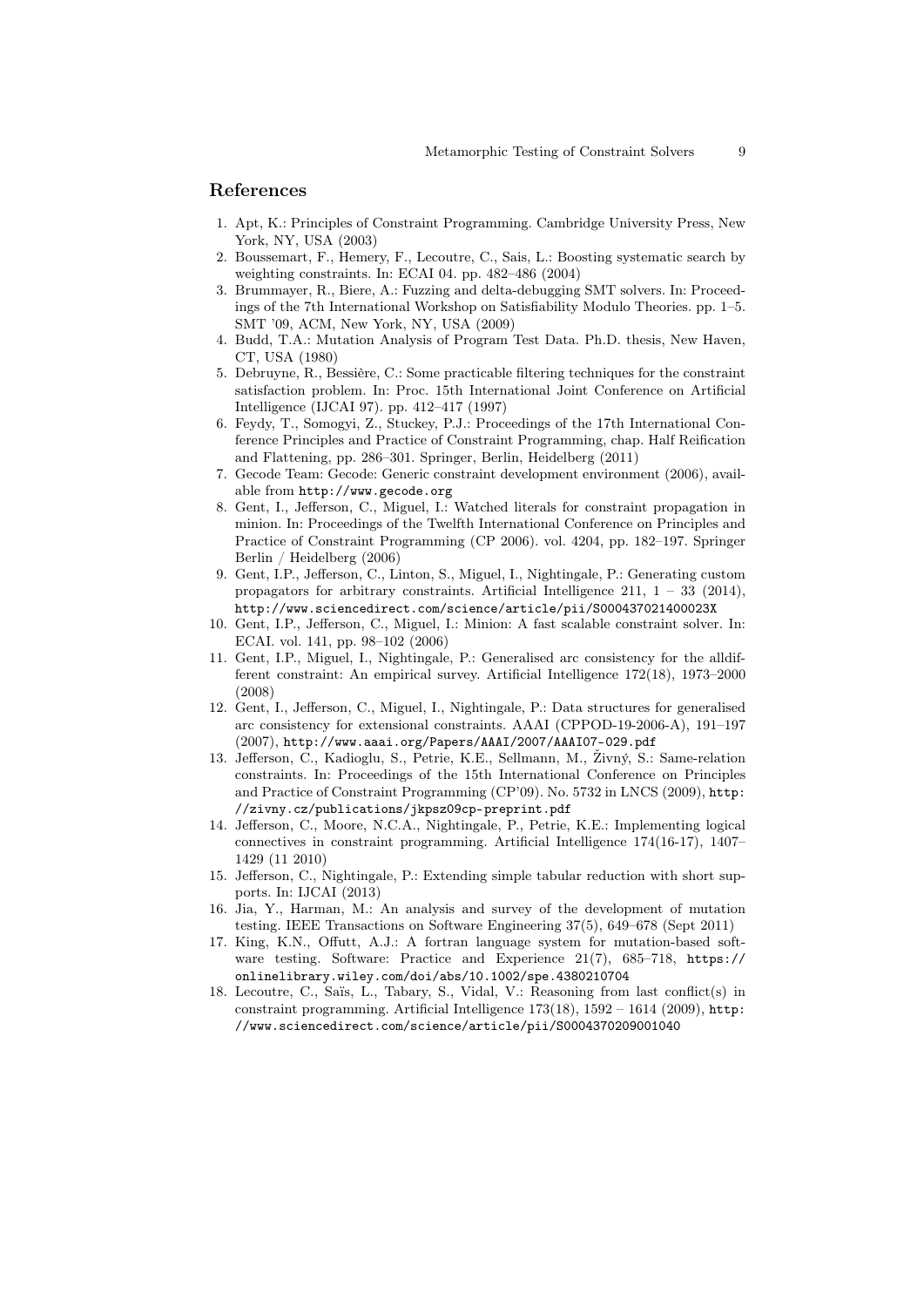## References

1. Apt, K.: Principles of Constraint Programming. Cambridge University Press, New York, NY, USA (2003)
2. Boussemart, F., Hemery, F., Lecoutre, C., Sais, L.: Boosting systematic search by weighting constraints. In: ECAI 04. pp. 482–486 (2004)
3. Brummayer, R., Biere, A.: Fuzzing and delta-debugging SMT solvers. In: Proceedings of the 7th International Workshop on Satisfiability Modulo Theories. pp. 1–5. SMT '09, ACM, New York, NY, USA (2009)
4. Budd, T.A.: Mutation Analysis of Program Test Data. Ph.D. thesis, New Haven, CT, USA (1980)
5. Debruyne, R., Bessière, C.: Some practicable filtering techniques for the constraint satisfaction problem. In: Proc. 15th International Joint Conference on Artificial Intelligence (IJCAI 97). pp. 412–417 (1997)
6. Feydy, T., Somogyi, Z., Stuckey, P.J.: Proceedings of the 17th International Conference Principles and Practice of Constraint Programming, chap. Half Reification and Flattening, pp. 286–301. Springer, Berlin, Heidelberg (2011)
7. Gecode Team: Gecode: Generic constraint development environment (2006), available from http://www.gecode.org
8. Gent, I., Jefferson, C., Miguel, I.: Watched literals for constraint propagation in minion. In: Proceedings of the Twelfth International Conference on Principles and Practice of Constraint Programming (CP 2006). vol. 4204, pp. 182–197. Springer Berlin / Heidelberg (2006)
9. Gent, I.P., Jefferson, C., Linton, S., Miguel, I., Nightingale, P.: Generating custom propagators for arbitrary constraints. Artificial Intelligence 211, 1 – 33 (2014), http://www.sciencedirect.com/science/article/pii/S000437021400023X
10. Gent, I.P., Jefferson, C., Miguel, I.: Minion: A fast scalable constraint solver. In: ECAI. vol. 141, pp. 98–102 (2006)
11. Gent, I.P., Miguel, I., Nightingale, P.: Generalised arc consistency for the alldifferent constraint: An empirical survey. Artificial Intelligence 172(18), 1973–2000 (2008)
12. Gent, I., Jefferson, C., Miguel, I., Nightingale, P.: Data structures for generalised arc consistency for extensional constraints. AAAI (CPPOD-19-2006-A), 191–197 (2007), http://www.aaai.org/Papers/AAAI/2007/AAAI07-029.pdf
13. Jefferson, C., Kadioglu, S., Petrie, K.E., Sellmann, M., Živný, S.: Same-relation constraints. In: Proceedings of the 15th International Conference on Principles and Practice of Constraint Programming (CP'09). No. 5732 in LNCS (2009), http://zivny.cz/publications/jkpsz09cp-preprint.pdf
14. Jefferson, C., Moore, N.C.A., Nightingale, P., Petrie, K.E.: Implementing logical connectives in constraint programming. Artificial Intelligence 174(16-17), 1407–1429 (11 2010)
15. Jefferson, C., Nightingale, P.: Extending simple tabular reduction with short supports. In: IJCAI (2013)
16. Jia, Y., Harman, M.: An analysis and survey of the development of mutation testing. IEEE Transactions on Software Engineering 37(5), 649–678 (Sept 2011)
17. King, K.N., Offutt, A.J.: A fortran language system for mutation-based software testing. Software: Practice and Experience 21(7), 685–718, https://onlinelibrary.wiley.com/doi/abs/10.1002/spe.4380210704
18. Lecoutre, C., Saïs, L., Tabary, S., Vidal, V.: Reasoning from last conflict(s) in constraint programming. Artificial Intelligence 173(18), 1592 – 1614 (2009), http://www.sciencedirect.com/science/article/pii/S0004370209001040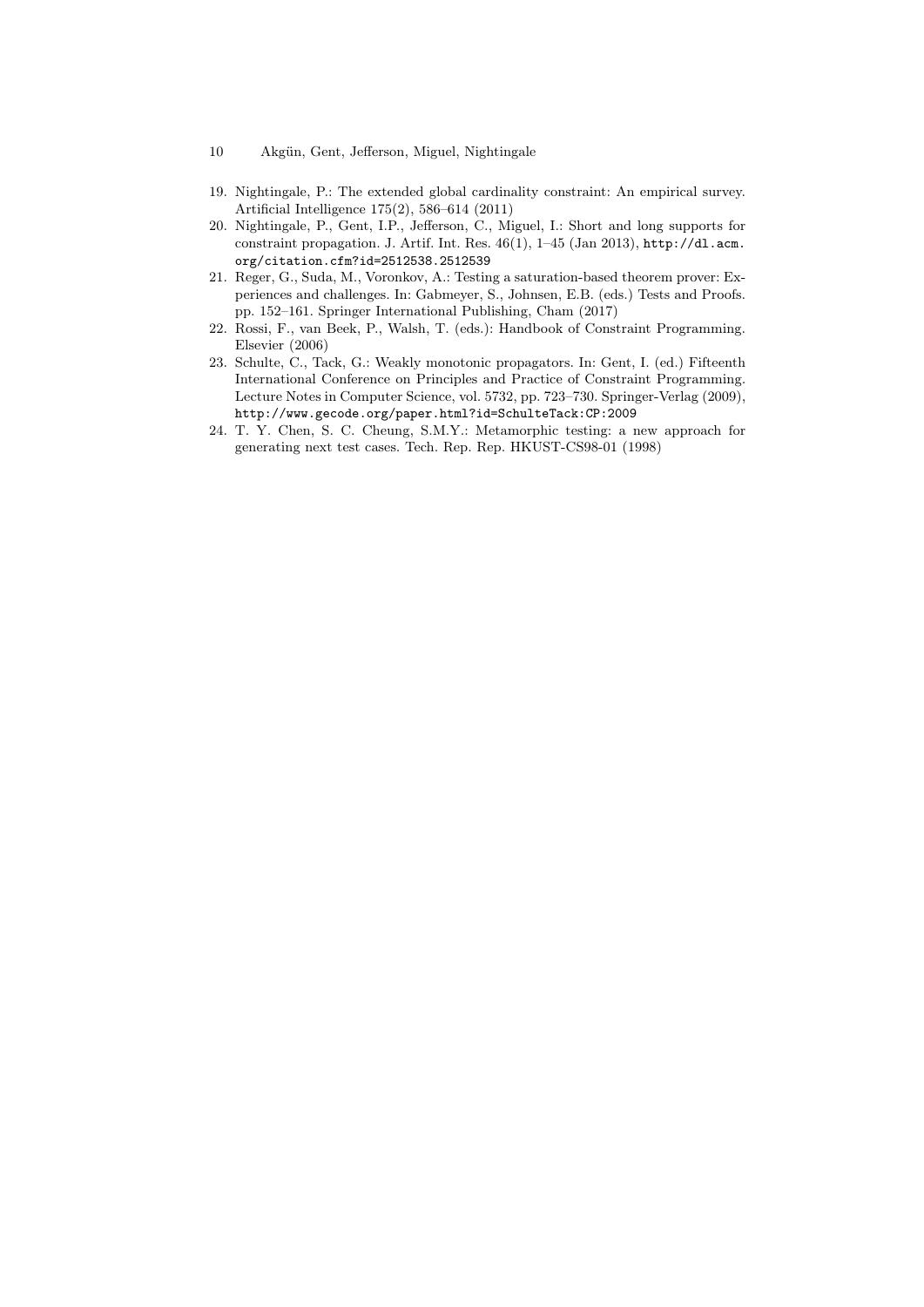19. Nightingale, P.: The extended global cardinality constraint: An empirical survey. Artificial Intelligence 175(2), 586–614 (2011)
20. Nightingale, P., Gent, I.P., Jefferson, C., Miguel, I.: Short and long supports for constraint propagation. J. Artif. Int. Res. 46(1), 1–45 (Jan 2013), http://dl.acm.org/citation.cfm?id=2512538.2512539
21. Reger, G., Suda, M., Voronkov, A.: Testing a saturation-based theorem prover: Experiences and challenges. In: Gabmeyer, S., Johnsen, E.B. (eds.) Tests and Proofs. pp. 152–161. Springer International Publishing, Cham (2017)
22. Rossi, F., van Beek, P., Walsh, T. (eds.): Handbook of Constraint Programming. Elsevier (2006)
23. Schulte, C., Tack, G.: Weakly monotonic propagators. In: Gent, I. (ed.) Fifteenth International Conference on Principles and Practice of Constraint Programming. Lecture Notes in Computer Science, vol. 5732, pp. 723–730. Springer-Verlag (2009), http://www.gecode.org/paper.html?id=SchulteTack:CP:2009
24. T. Y. Chen, S. C. Cheung, S.M.Y.: Metamorphic testing: a new approach for generating next test cases. Tech. Rep. Rep. HKUST-CS98-01 (1998)